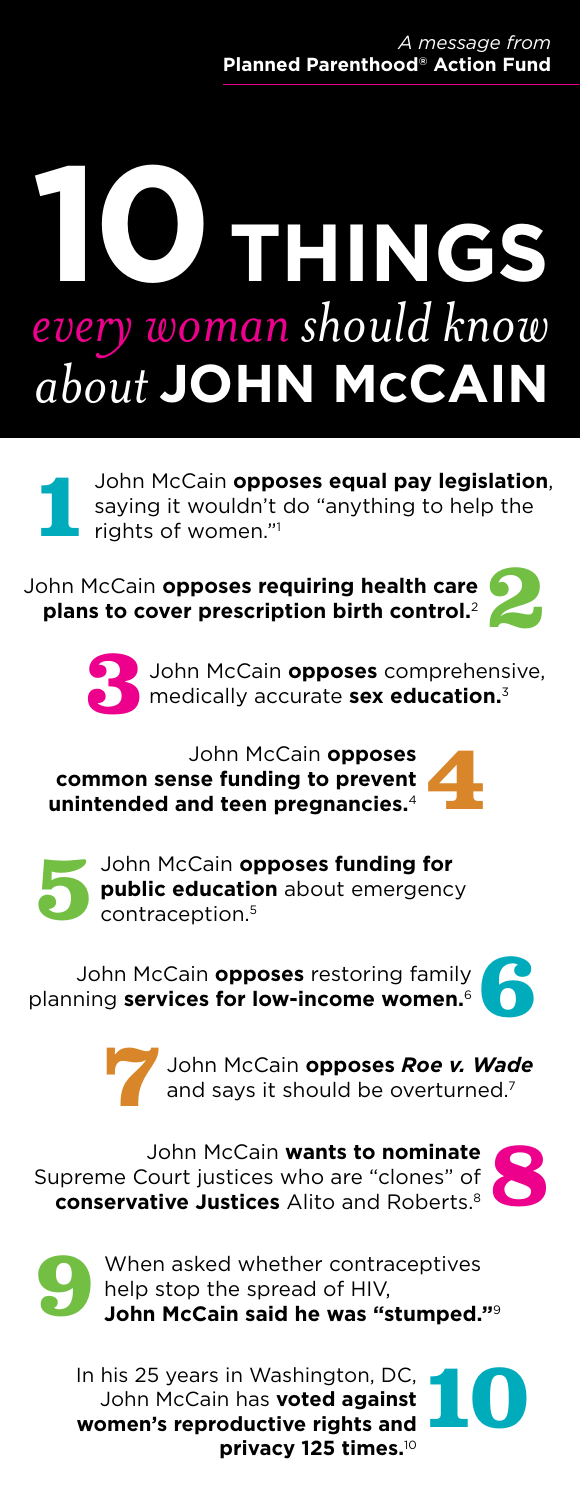*A message from*
**Planned Parenthood® Action Fund**

# 10 THINGS *every woman should know about* JOHN McCAIN

**1** John McCain **opposes equal pay legislation**, saying it wouldn't do "anything to help the rights of women."[1]

**2** John McCain **opposes requiring health care plans to cover prescription birth control.**[2]

**3** John McCain **opposes** comprehensive, medically accurate **sex education.**[3]

**4** John McCain **opposes common sense funding to prevent unintended and teen pregnancies.**[4]

**5** John McCain **opposes funding for public education** about emergency contraception.[5]

**6** John McCain **opposes** restoring family planning **services for low-income women.**[6]

**7** John McCain **opposes *Roe v. Wade*** and says it should be overturned.[7]

**8** John McCain **wants to nominate** Supreme Court justices who are "clones" of **conservative Justices** Alito and Roberts.[8]

**9** When asked whether contraceptives help stop the spread of HIV, **John McCain said he was "stumped."**[9]

**10** In his 25 years in Washington, DC, John McCain has **voted against women's reproductive rights and privacy 125 times.**[10]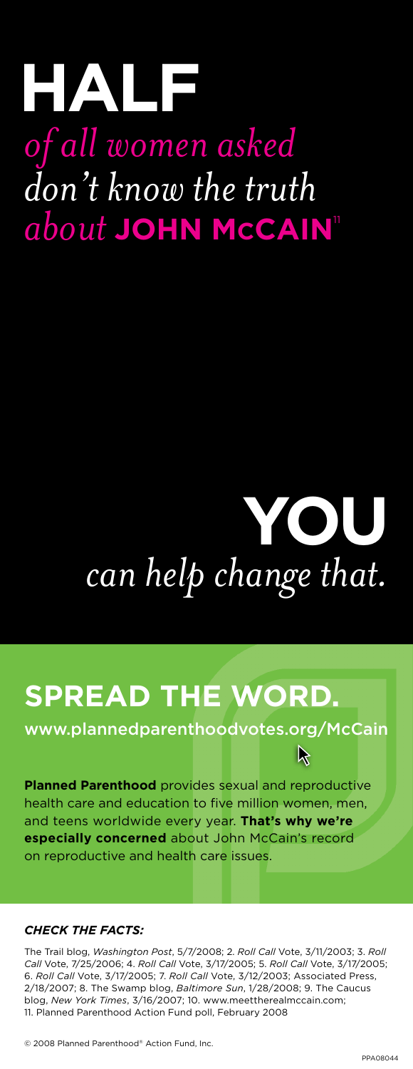# HALF

*of all women asked don't know the truth about* **JOHN McCAIN**[11]

# YOU

*can help change that.*

## SPREAD THE WORD.

www.plannedparenthoodvotes.org/McCain

**Planned Parenthood** provides sexual and reproductive health care and education to five million women, men, and teens worldwide every year. **That's why we're especially concerned** about John McCain's record on reproductive and health care issues.

***CHECK THE FACTS:***

The Trail blog, *Washington Post*, 5/7/2008; 2. *Roll Call* Vote, 3/11/2003; 3. *Roll Call* Vote, 7/25/2006; 4. *Roll Call* Vote, 3/17/2005; 5. *Roll Call* Vote, 3/17/2005; 6. *Roll Call* Vote, 3/17/2005; 7. *Roll Call* Vote, 3/12/2003; Associated Press, 2/18/2007; 8. The Swamp blog, *Baltimore Sun*, 1/28/2008; 9. The Caucus blog, *New York Times*, 3/16/2007; 10. www.meettherealmccain.com; 11. Planned Parenthood Action Fund poll, February 2008

© 2008 Planned Parenthood® Action Fund, Inc.

PPA08044